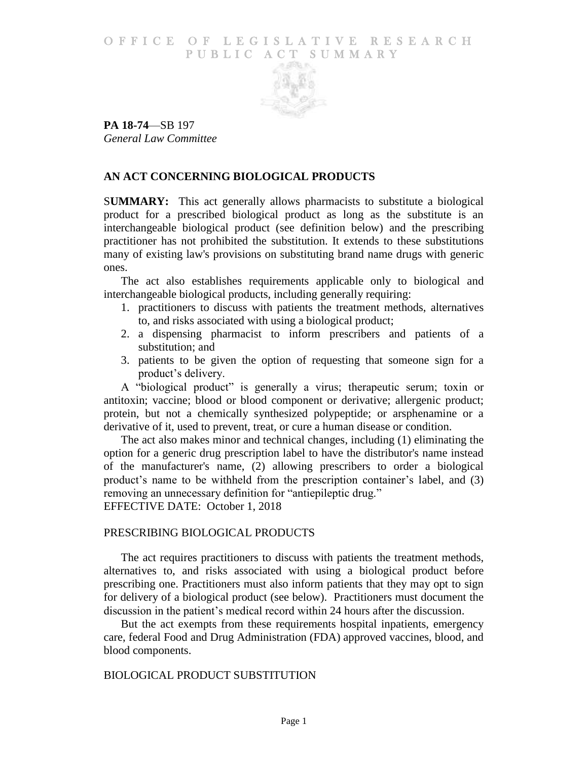# OFFICE OF LEGISLATIVE RESEARCH PUBLIC ACT SUMMARY

**PA 18-74**—SB 197
*General Law Committee*

## AN ACT CONCERNING BIOLOGICAL PRODUCTS

**SUMMARY:** This act generally allows pharmacists to substitute a biological product for a prescribed biological product as long as the substitute is an interchangeable biological product (see definition below) and the prescribing practitioner has not prohibited the substitution. It extends to these substitutions many of existing law's provisions on substituting brand name drugs with generic ones.

The act also establishes requirements applicable only to biological and interchangeable biological products, including generally requiring:

1. practitioners to discuss with patients the treatment methods, alternatives to, and risks associated with using a biological product;
2. a dispensing pharmacist to inform prescribers and patients of a substitution; and
3. patients to be given the option of requesting that someone sign for a product's delivery.

A "biological product" is generally a virus; therapeutic serum; toxin or antitoxin; vaccine; blood or blood component or derivative; allergenic product; protein, but not a chemically synthesized polypeptide; or arsphenamine or a derivative of it, used to prevent, treat, or cure a human disease or condition.

The act also makes minor and technical changes, including (1) eliminating the option for a generic drug prescription label to have the distributor's name instead of the manufacturer's name, (2) allowing prescribers to order a biological product's name to be withheld from the prescription container's label, and (3) removing an unnecessary definition for "antiepileptic drug."

EFFECTIVE DATE: October 1, 2018

## PRESCRIBING BIOLOGICAL PRODUCTS

The act requires practitioners to discuss with patients the treatment methods, alternatives to, and risks associated with using a biological product before prescribing one. Practitioners must also inform patients that they may opt to sign for delivery of a biological product (see below). Practitioners must document the discussion in the patient's medical record within 24 hours after the discussion.

But the act exempts from these requirements hospital inpatients, emergency care, federal Food and Drug Administration (FDA) approved vaccines, blood, and blood components.

## BIOLOGICAL PRODUCT SUBSTITUTION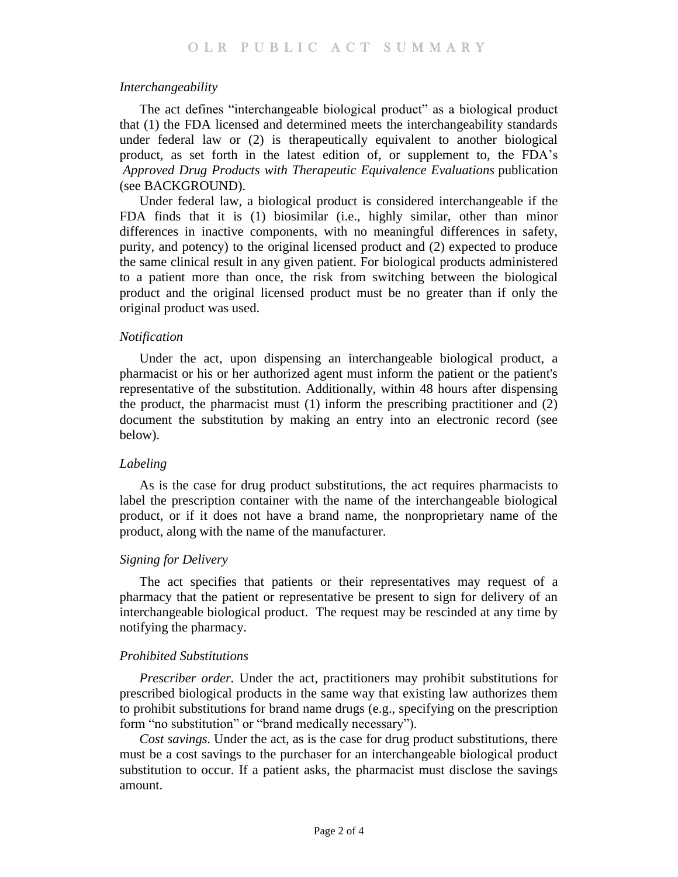### *Interchangeability*

The act defines "interchangeable biological product" as a biological product that (1) the FDA licensed and determined meets the interchangeability standards under federal law or (2) is therapeutically equivalent to another biological product, as set forth in the latest edition of, or supplement to, the FDA's *Approved Drug Products with Therapeutic Equivalence Evaluations* publication (see BACKGROUND).

Under federal law, a biological product is considered interchangeable if the FDA finds that it is (1) biosimilar (i.e., highly similar, other than minor differences in inactive components, with no meaningful differences in safety, purity, and potency) to the original licensed product and (2) expected to produce the same clinical result in any given patient. For biological products administered to a patient more than once, the risk from switching between the biological product and the original licensed product must be no greater than if only the original product was used.

### *Notification*

Under the act, upon dispensing an interchangeable biological product, a pharmacist or his or her authorized agent must inform the patient or the patient's representative of the substitution. Additionally, within 48 hours after dispensing the product, the pharmacist must (1) inform the prescribing practitioner and (2) document the substitution by making an entry into an electronic record (see below).

### *Labeling*

As is the case for drug product substitutions, the act requires pharmacists to label the prescription container with the name of the interchangeable biological product, or if it does not have a brand name, the nonproprietary name of the product, along with the name of the manufacturer.

### *Signing for Delivery*

The act specifies that patients or their representatives may request of a pharmacy that the patient or representative be present to sign for delivery of an interchangeable biological product. The request may be rescinded at any time by notifying the pharmacy.

### *Prohibited Substitutions*

*Prescriber order.* Under the act, practitioners may prohibit substitutions for prescribed biological products in the same way that existing law authorizes them to prohibit substitutions for brand name drugs (e.g., specifying on the prescription form "no substitution" or "brand medically necessary").

*Cost savings.* Under the act, as is the case for drug product substitutions, there must be a cost savings to the purchaser for an interchangeable biological product substitution to occur. If a patient asks, the pharmacist must disclose the savings amount.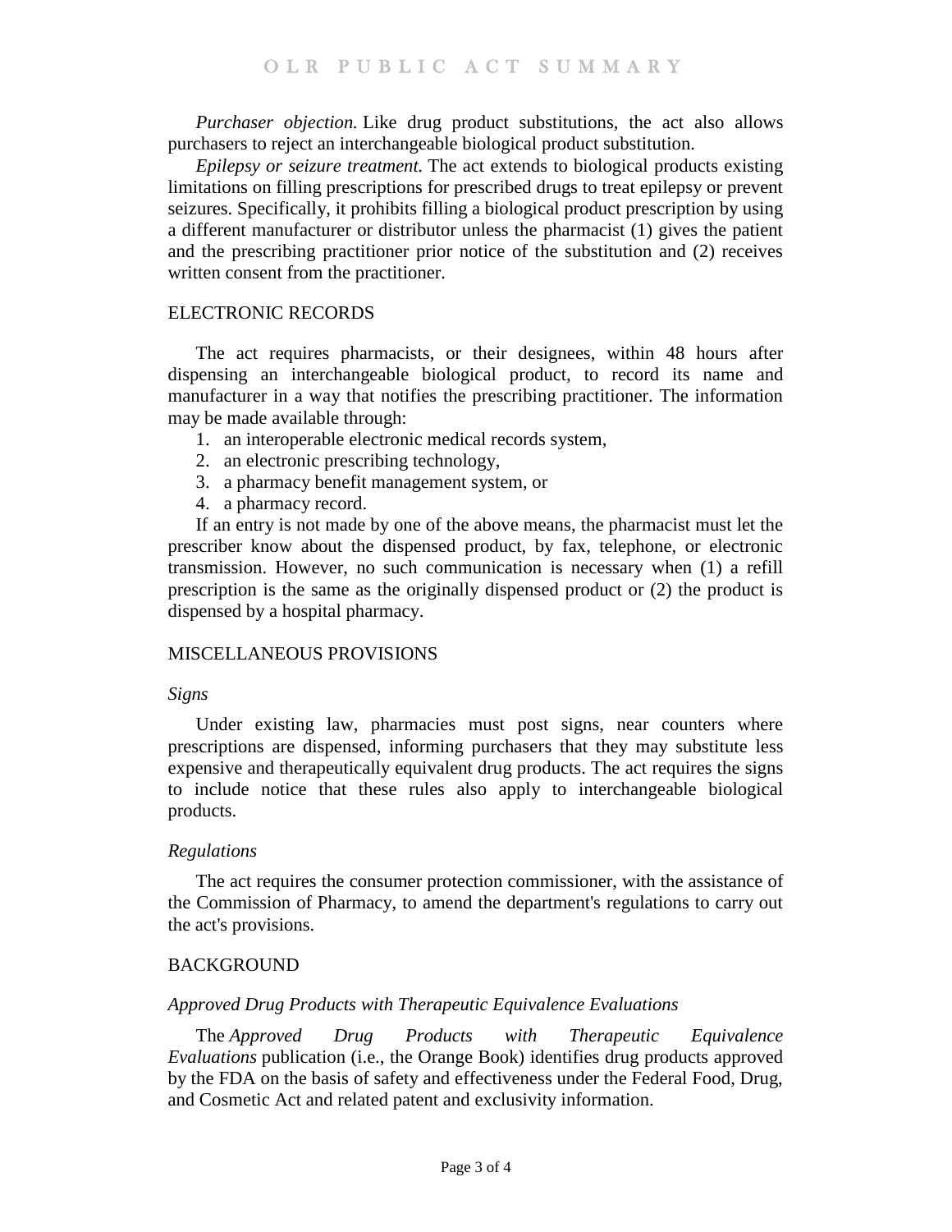*Purchaser objection.* Like drug product substitutions, the act also allows purchasers to reject an interchangeable biological product substitution.

*Epilepsy or seizure treatment.* The act extends to biological products existing limitations on filling prescriptions for prescribed drugs to treat epilepsy or prevent seizures. Specifically, it prohibits filling a biological product prescription by using a different manufacturer or distributor unless the pharmacist (1) gives the patient and the prescribing practitioner prior notice of the substitution and (2) receives written consent from the practitioner.

## ELECTRONIC RECORDS

The act requires pharmacists, or their designees, within 48 hours after dispensing an interchangeable biological product, to record its name and manufacturer in a way that notifies the prescribing practitioner. The information may be made available through:

1. an interoperable electronic medical records system,
2. an electronic prescribing technology,
3. a pharmacy benefit management system, or
4. a pharmacy record.

If an entry is not made by one of the above means, the pharmacist must let the prescriber know about the dispensed product, by fax, telephone, or electronic transmission. However, no such communication is necessary when (1) a refill prescription is the same as the originally dispensed product or (2) the product is dispensed by a hospital pharmacy.

## MISCELLANEOUS PROVISIONS

### *Signs*

Under existing law, pharmacies must post signs, near counters where prescriptions are dispensed, informing purchasers that they may substitute less expensive and therapeutically equivalent drug products. The act requires the signs to include notice that these rules also apply to interchangeable biological products.

### *Regulations*

The act requires the consumer protection commissioner, with the assistance of the Commission of Pharmacy, to amend the department's regulations to carry out the act's provisions.

## BACKGROUND

### *Approved Drug Products with Therapeutic Equivalence Evaluations*

The *Approved Drug Products with Therapeutic Equivalence Evaluations* publication (i.e., the Orange Book) identifies drug products approved by the FDA on the basis of safety and effectiveness under the Federal Food, Drug, and Cosmetic Act and related patent and exclusivity information.